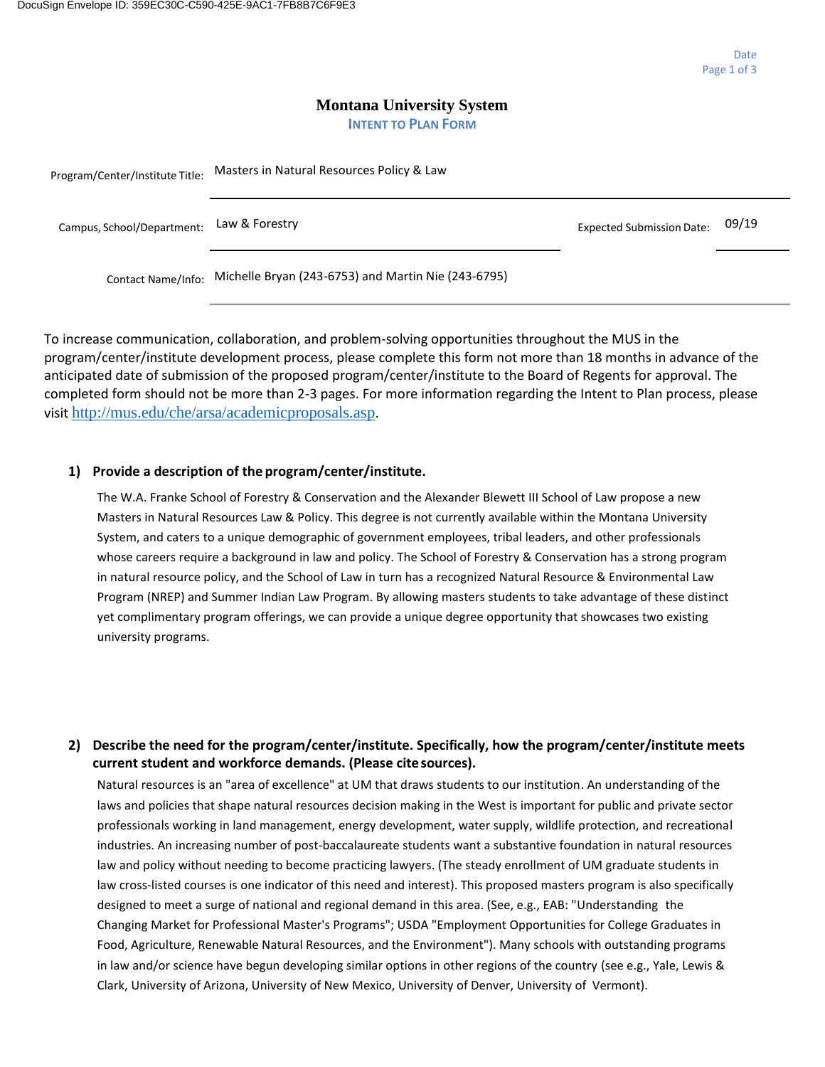# Montana University System

## INTENT TO PLAN FORM

| | | | |
|---|---|---|---|
| Program/Center/Institute Title: | Masters in Natural Resources Policy & Law | | |
| Campus, School/Department: | Law & Forestry | Expected Submission Date: | 09/19 |
| Contact Name/Info: | Michelle Bryan (243-6753) and Martin Nie (243-6795) | | |

To increase communication, collaboration, and problem-solving opportunities throughout the MUS in the program/center/institute development process, please complete this form not more than 18 months in advance of the anticipated date of submission of the proposed program/center/institute to the Board of Regents for approval. The completed form should not be more than 2-3 pages. For more information regarding the Intent to Plan process, please visit http://mus.edu/che/arsa/academicproposals.asp.

**1) Provide a description of the program/center/institute.**

The W.A. Franke School of Forestry & Conservation and the Alexander Blewett III School of Law propose a new Masters in Natural Resources Law & Policy. This degree is not currently available within the Montana University System, and caters to a unique demographic of government employees, tribal leaders, and other professionals whose careers require a background in law and policy. The School of Forestry & Conservation has a strong program in natural resource policy, and the School of Law in turn has a recognized Natural Resource & Environmental Law Program (NREP) and Summer Indian Law Program. By allowing masters students to take advantage of these distinct yet complimentary program offerings, we can provide a unique degree opportunity that showcases two existing university programs.

**2) Describe the need for the program/center/institute. Specifically, how the program/center/institute meets current student and workforce demands. (Please cite sources).**

Natural resources is an "area of excellence" at UM that draws students to our institution. An understanding of the laws and policies that shape natural resources decision making in the West is important for public and private sector professionals working in land management, energy development, water supply, wildlife protection, and recreational industries. An increasing number of post-baccalaureate students want a substantive foundation in natural resources law and policy without needing to become practicing lawyers. (The steady enrollment of UM graduate students in law cross-listed courses is one indicator of this need and interest). This proposed masters program is also specifically designed to meet a surge of national and regional demand in this area. (See, e.g., EAB: "Understanding the Changing Market for Professional Master's Programs"; USDA "Employment Opportunities for College Graduates in Food, Agriculture, Renewable Natural Resources, and the Environment"). Many schools with outstanding programs in law and/or science have begun developing similar options in other regions of the country (see e.g., Yale, Lewis & Clark, University of Arizona, University of New Mexico, University of Denver, University of Vermont).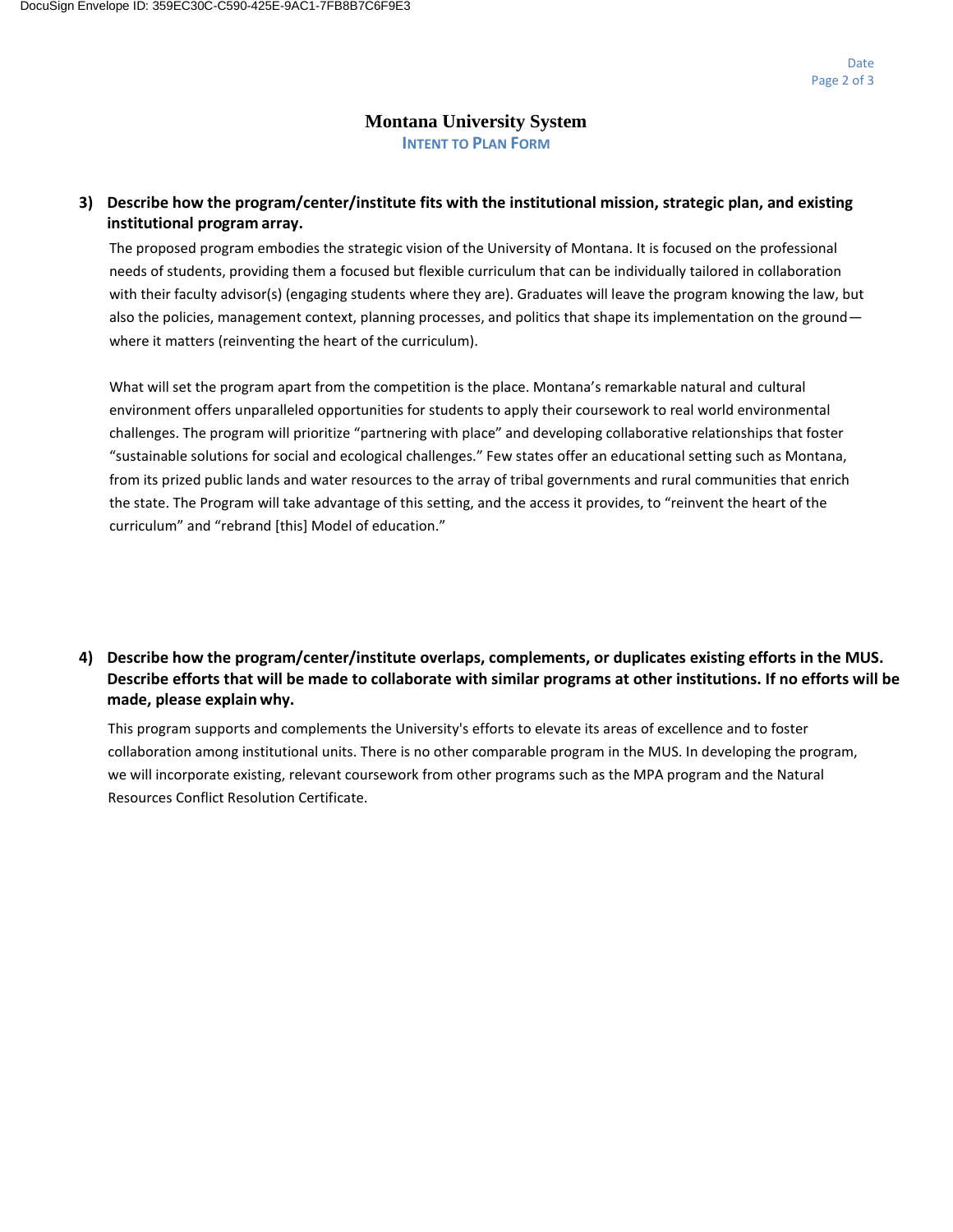# Montana University System

## INTENT TO PLAN FORM

**3) Describe how the program/center/institute fits with the institutional mission, strategic plan, and existing institutional program array.**

The proposed program embodies the strategic vision of the University of Montana. It is focused on the professional needs of students, providing them a focused but flexible curriculum that can be individually tailored in collaboration with their faculty advisor(s) (engaging students where they are). Graduates will leave the program knowing the law, but also the policies, management context, planning processes, and politics that shape its implementation on the ground—where it matters (reinventing the heart of the curriculum).

What will set the program apart from the competition is the place. Montana's remarkable natural and cultural environment offers unparalleled opportunities for students to apply their coursework to real world environmental challenges. The program will prioritize "partnering with place" and developing collaborative relationships that foster "sustainable solutions for social and ecological challenges." Few states offer an educational setting such as Montana, from its prized public lands and water resources to the array of tribal governments and rural communities that enrich the state. The Program will take advantage of this setting, and the access it provides, to "reinvent the heart of the curriculum" and "rebrand [this] Model of education."

**4) Describe how the program/center/institute overlaps, complements, or duplicates existing efforts in the MUS. Describe efforts that will be made to collaborate with similar programs at other institutions. If no efforts will be made, please explain why.**

This program supports and complements the University's efforts to elevate its areas of excellence and to foster collaboration among institutional units. There is no other comparable program in the MUS. In developing the program, we will incorporate existing, relevant coursework from other programs such as the MPA program and the Natural Resources Conflict Resolution Certificate.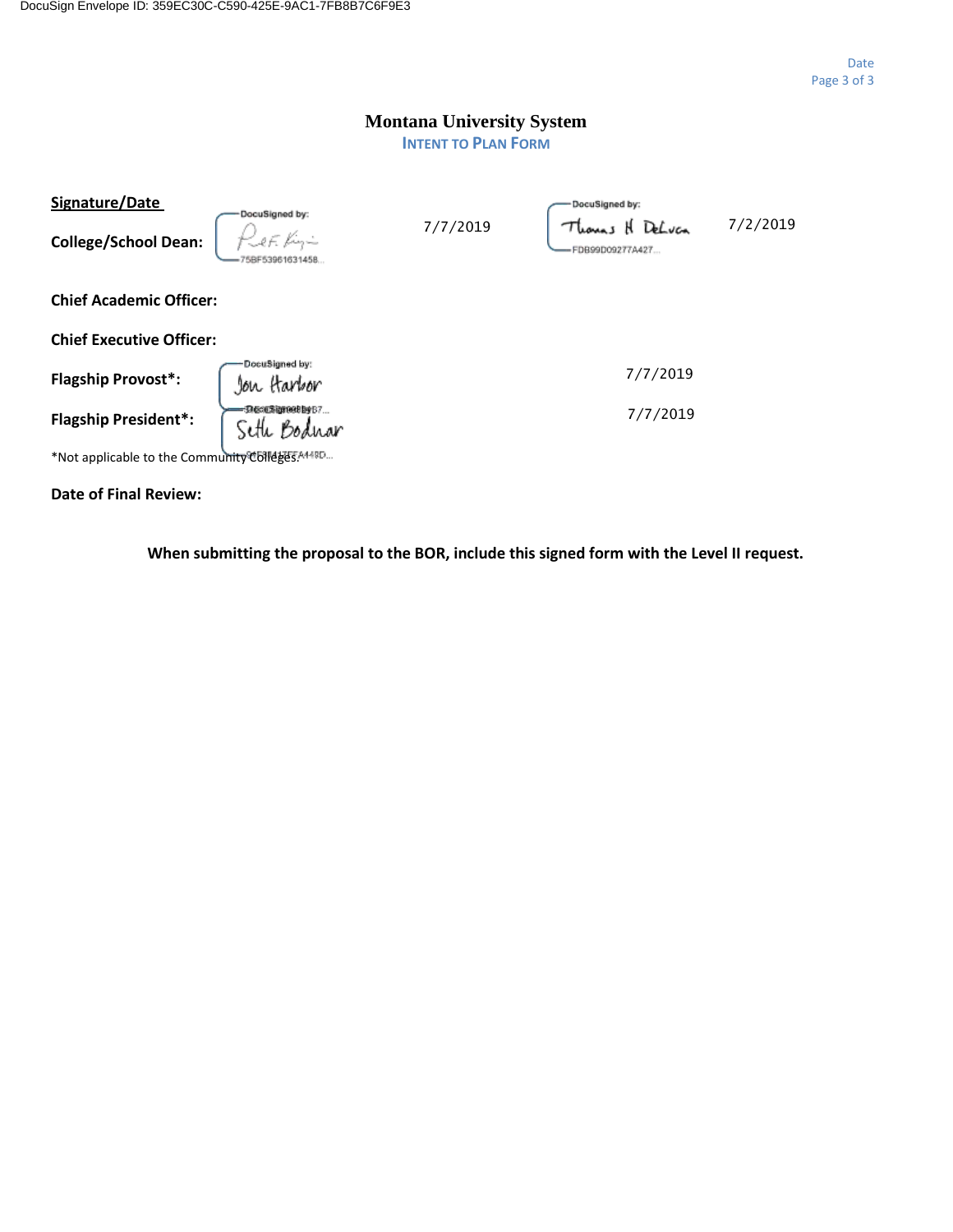DocuSign Envelope ID: 359EC30C-C590-425E-9AC1-7FB8B7C6F9E3

Date

# Montana University System

## INTENT TO PLAN FORM

**Signature/Date**

| | | | | |
|---|---|---|---|---|
| **College/School Dean:** | DocuSigned by: 75BF53961631458... | 7/7/2019 | DocuSigned by: Thomas H DeLuca FDB99D09277A427... | 7/2/2019 |
| **Chief Academic Officer:** | | | | |
| **Chief Executive Officer:** | | | | |
| **Flagship Provost*:** | DocuSigned by: Jon Harbor | | 7/7/2019 | |
| **Flagship President*:** | DocuSigned by: Seth Bodnar | | 7/7/2019 | |

*Not applicable to the Community Colleges.

**Date of Final Review:**

**When submitting the proposal to the BOR, include this signed form with the Level II request.**